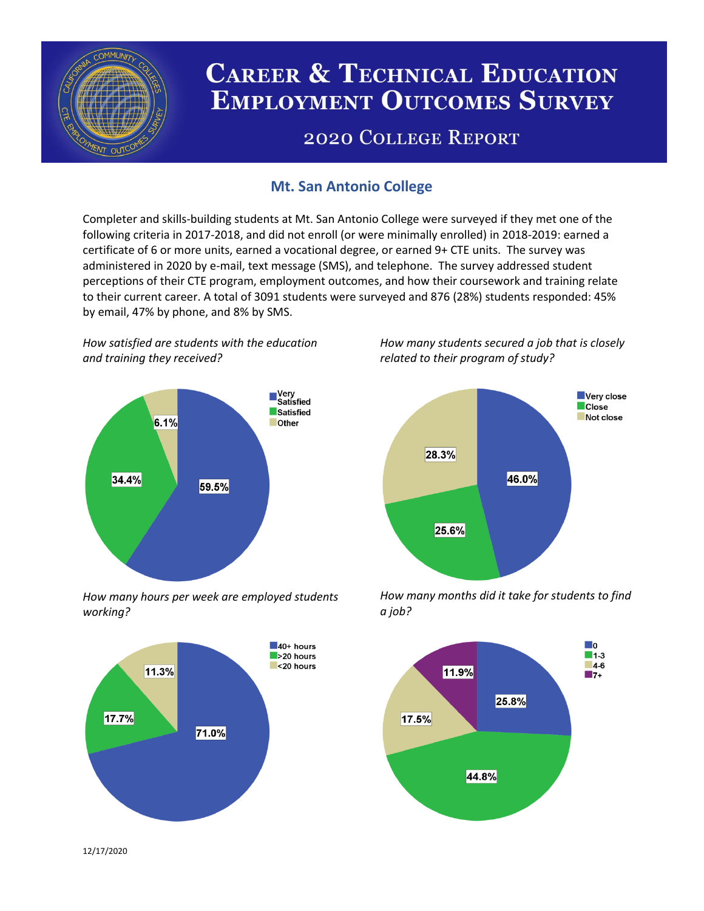# Career & Technical Education Employment Outcomes Survey

## 2020 College Report

### Mt. San Antonio College

Completer and skills-building students at Mt. San Antonio College were surveyed if they met one of the following criteria in 2017-2018, and did not enroll (or were minimally enrolled) in 2018-2019: earned a certificate of 6 or more units, earned a vocational degree, or earned 9+ CTE units. The survey was administered in 2020 by e-mail, text message (SMS), and telephone. The survey addressed student perceptions of their CTE program, employment outcomes, and how their coursework and training relate to their current career. A total of 3091 students were surveyed and 876 (28%) students responded: 45% by email, 47% by phone, and 8% by SMS.

*How satisfied are students with the education and training they received?*

| Response | Percent |
|---|---|
| Very Satisfied | 59.5% |
| Satisfied | 34.4% |
| Other | 6.1% |

*How many students secured a job that is closely related to their program of study?*

| Response | Percent |
|---|---|
| Very close | 46.0% |
| Close | 25.6% |
| Not close | 28.3% |

*How many hours per week are employed students working?*

| Response | Percent |
|---|---|
| 40+ hours | 71.0% |
| >20 hours | 17.7% |
| <20 hours | 11.3% |

*How many months did it take for students to find a job?*

| Months | Percent |
|---|---|
| 0 | 25.8% |
| 1-3 | 44.8% |
| 4-6 | 17.5% |
| 7+ | 11.9% |

12/17/2020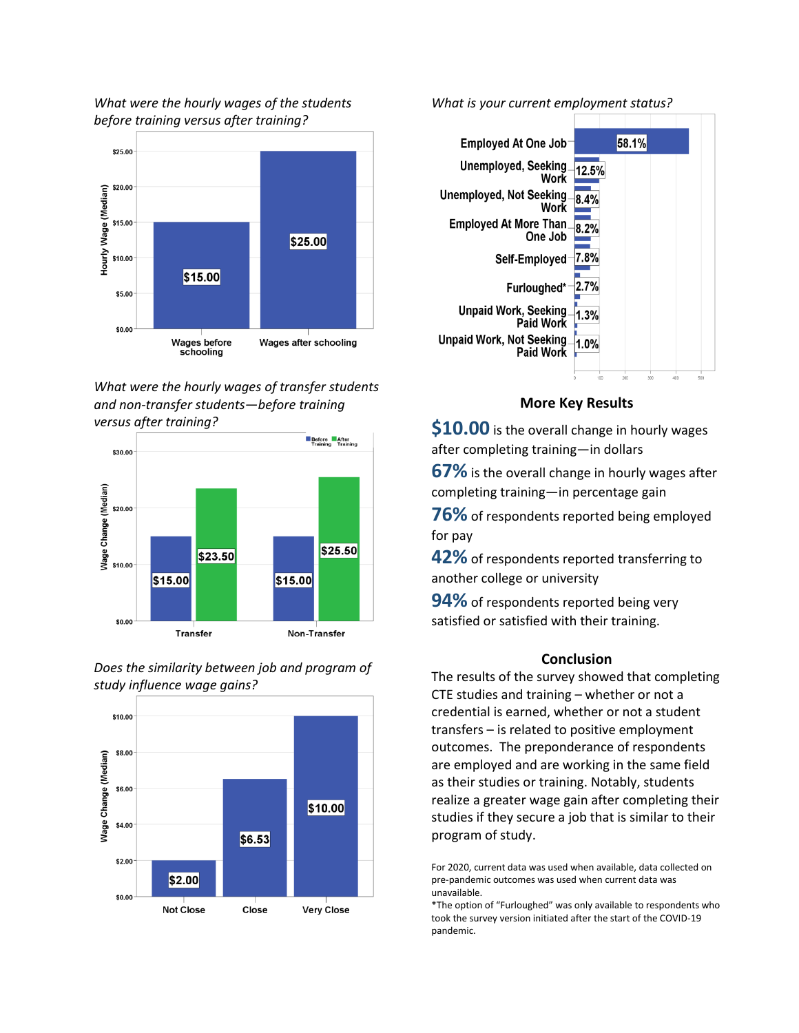*What were the hourly wages of the students before training versus after training?*

Hourly Wage (Median)

$25.00
$20.00
$15.00
$10.00
$5.00
$0.00

$15.00
$25.00

Wages before schooling
Wages after schooling

*What were the hourly wages of transfer students and non-transfer students—before training versus after training?*

Before Training
After Training

Wage Change (Median)

$30.00
$20.00
$10.00
$0.00

$15.00
$23.50
$15.00
$25.50

Transfer
Non-Transfer

*Does the similarity between job and program of study influence wage gains?*

Wage Change (Median)

$10.00
$8.00
$6.00
$4.00
$2.00
$0.00

$2.00
$6.53
$10.00

Not Close
Close
Very Close

*What is your current employment status?*

Employed At One Job 58.1%
Unemployed, Seeking Work 12.5%
Unemployed, Not Seeking Work 8.4%
Employed At More Than One Job 8.2%
Self-Employed 7.8%
Furloughed* 2.7%
Unpaid Work, Seeking Paid Work 1.3%
Unpaid Work, Not Seeking Paid Work 1.0%

0 100 200 300 400 500

### More Key Results

**$10.00** is the overall change in hourly wages after completing training—in dollars

**67%** is the overall change in hourly wages after completing training—in percentage gain

**76%** of respondents reported being employed for pay

**42%** of respondents reported transferring to another college or university

**94%** of respondents reported being very satisfied or satisfied with their training.

### Conclusion

The results of the survey showed that completing CTE studies and training – whether or not a credential is earned, whether or not a student transfers – is related to positive employment outcomes. The preponderance of respondents are employed and are working in the same field as their studies or training. Notably, students realize a greater wage gain after completing their studies if they secure a job that is similar to their program of study.

For 2020, current data was used when available, data collected on pre-pandemic outcomes was used when current data was unavailable.
*The option of "Furloughed" was only available to respondents who took the survey version initiated after the start of the COVID-19 pandemic.